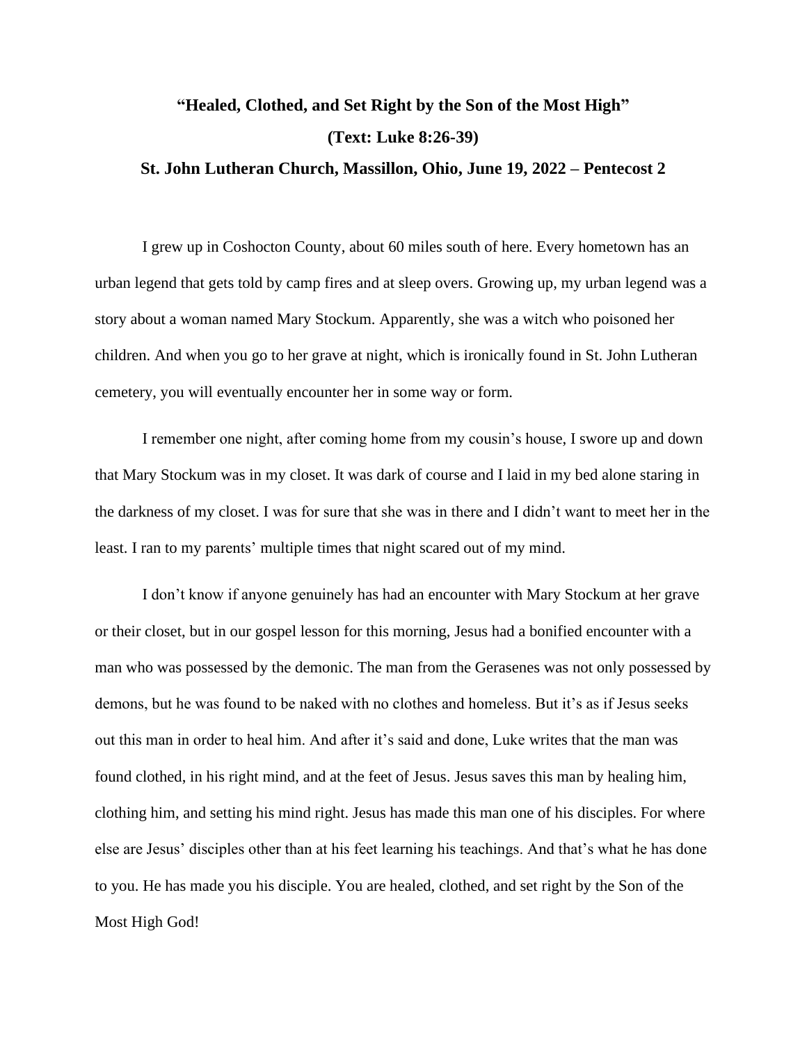# "Healed, Clothed, and Set Right by the Son of the Most High"

## (Text: Luke 8:26-39)

### St. John Lutheran Church, Massillon, Ohio, June 19, 2022 – Pentecost 2

I grew up in Coshocton County, about 60 miles south of here. Every hometown has an urban legend that gets told by camp fires and at sleep overs. Growing up, my urban legend was a story about a woman named Mary Stockum. Apparently, she was a witch who poisoned her children. And when you go to her grave at night, which is ironically found in St. John Lutheran cemetery, you will eventually encounter her in some way or form.

I remember one night, after coming home from my cousin's house, I swore up and down that Mary Stockum was in my closet. It was dark of course and I laid in my bed alone staring in the darkness of my closet. I was for sure that she was in there and I didn't want to meet her in the least. I ran to my parents' multiple times that night scared out of my mind.

I don't know if anyone genuinely has had an encounter with Mary Stockum at her grave or their closet, but in our gospel lesson for this morning, Jesus had a bonified encounter with a man who was possessed by the demonic. The man from the Gerasenes was not only possessed by demons, but he was found to be naked with no clothes and homeless. But it's as if Jesus seeks out this man in order to heal him. And after it's said and done, Luke writes that the man was found clothed, in his right mind, and at the feet of Jesus. Jesus saves this man by healing him, clothing him, and setting his mind right. Jesus has made this man one of his disciples. For where else are Jesus' disciples other than at his feet learning his teachings. And that's what he has done to you. He has made you his disciple. You are healed, clothed, and set right by the Son of the Most High God!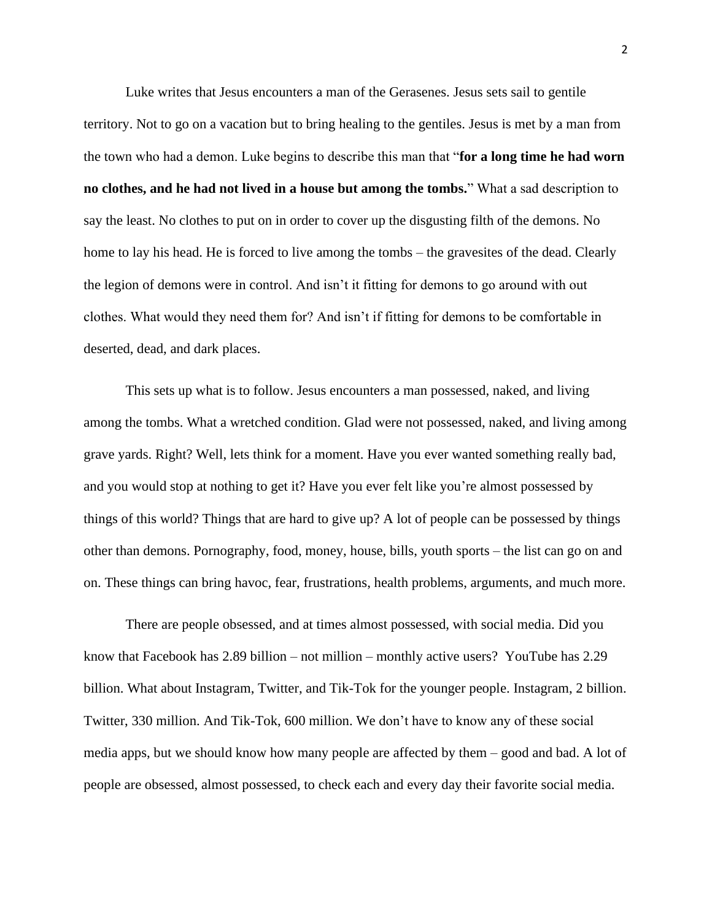Luke writes that Jesus encounters a man of the Gerasenes. Jesus sets sail to gentile territory. Not to go on a vacation but to bring healing to the gentiles. Jesus is met by a man from the town who had a demon. Luke begins to describe this man that "**for a long time he had worn no clothes, and he had not lived in a house but among the tombs.**" What a sad description to say the least. No clothes to put on in order to cover up the disgusting filth of the demons. No home to lay his head. He is forced to live among the tombs – the gravesites of the dead. Clearly the legion of demons were in control. And isn't it fitting for demons to go around with out clothes. What would they need them for? And isn't if fitting for demons to be comfortable in deserted, dead, and dark places.

This sets up what is to follow. Jesus encounters a man possessed, naked, and living among the tombs. What a wretched condition. Glad were not possessed, naked, and living among grave yards. Right? Well, lets think for a moment. Have you ever wanted something really bad, and you would stop at nothing to get it? Have you ever felt like you're almost possessed by things of this world? Things that are hard to give up? A lot of people can be possessed by things other than demons. Pornography, food, money, house, bills, youth sports – the list can go on and on. These things can bring havoc, fear, frustrations, health problems, arguments, and much more.

There are people obsessed, and at times almost possessed, with social media. Did you know that Facebook has 2.89 billion – not million – monthly active users? YouTube has 2.29 billion. What about Instagram, Twitter, and Tik-Tok for the younger people. Instagram, 2 billion. Twitter, 330 million. And Tik-Tok, 600 million. We don't have to know any of these social media apps, but we should know how many people are affected by them – good and bad. A lot of people are obsessed, almost possessed, to check each and every day their favorite social media.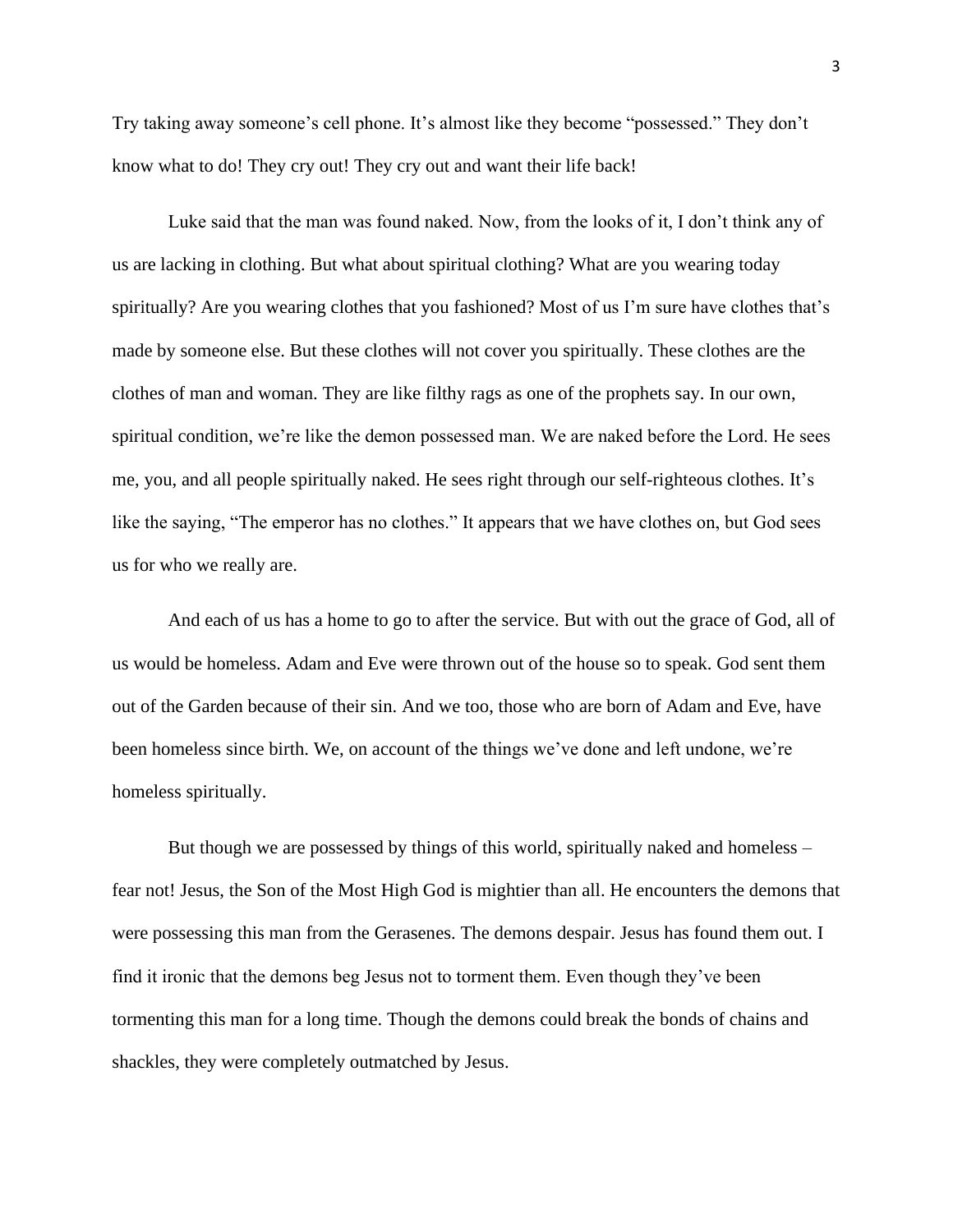Try taking away someone's cell phone. It's almost like they become "possessed." They don't know what to do! They cry out! They cry out and want their life back!

Luke said that the man was found naked. Now, from the looks of it, I don't think any of us are lacking in clothing. But what about spiritual clothing? What are you wearing today spiritually? Are you wearing clothes that you fashioned? Most of us I'm sure have clothes that's made by someone else. But these clothes will not cover you spiritually. These clothes are the clothes of man and woman. They are like filthy rags as one of the prophets say. In our own, spiritual condition, we're like the demon possessed man. We are naked before the Lord. He sees me, you, and all people spiritually naked. He sees right through our self-righteous clothes. It's like the saying, "The emperor has no clothes." It appears that we have clothes on, but God sees us for who we really are.

And each of us has a home to go to after the service. But with out the grace of God, all of us would be homeless. Adam and Eve were thrown out of the house so to speak. God sent them out of the Garden because of their sin. And we too, those who are born of Adam and Eve, have been homeless since birth. We, on account of the things we've done and left undone, we're homeless spiritually.

But though we are possessed by things of this world, spiritually naked and homeless – fear not! Jesus, the Son of the Most High God is mightier than all. He encounters the demons that were possessing this man from the Gerasenes. The demons despair. Jesus has found them out. I find it ironic that the demons beg Jesus not to torment them. Even though they've been tormenting this man for a long time. Though the demons could break the bonds of chains and shackles, they were completely outmatched by Jesus.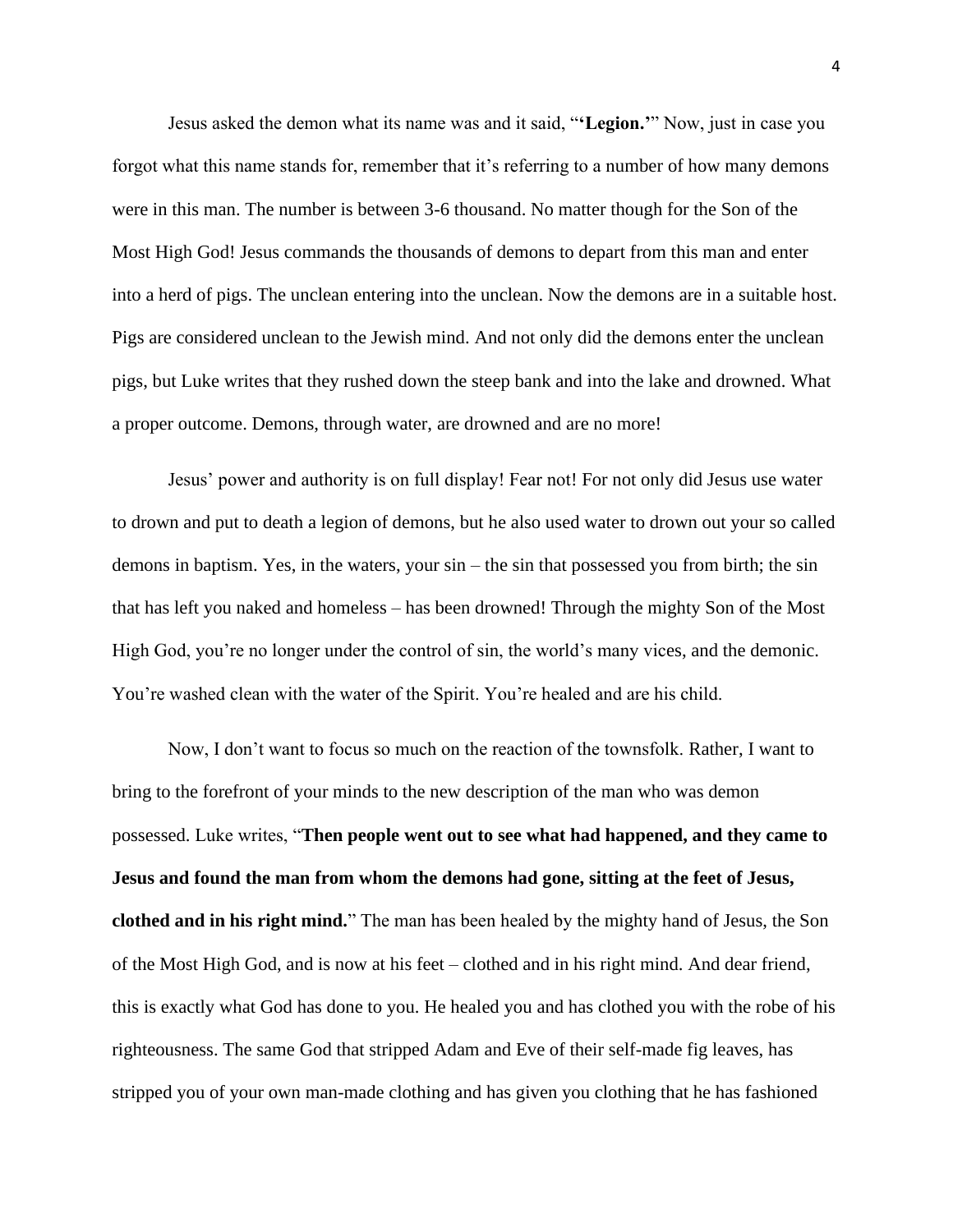Jesus asked the demon what its name was and it said, "**'Legion.'**" Now, just in case you forgot what this name stands for, remember that it's referring to a number of how many demons were in this man. The number is between 3-6 thousand. No matter though for the Son of the Most High God! Jesus commands the thousands of demons to depart from this man and enter into a herd of pigs. The unclean entering into the unclean. Now the demons are in a suitable host. Pigs are considered unclean to the Jewish mind. And not only did the demons enter the unclean pigs, but Luke writes that they rushed down the steep bank and into the lake and drowned. What a proper outcome. Demons, through water, are drowned and are no more!

Jesus' power and authority is on full display! Fear not! For not only did Jesus use water to drown and put to death a legion of demons, but he also used water to drown out your so called demons in baptism. Yes, in the waters, your sin – the sin that possessed you from birth; the sin that has left you naked and homeless – has been drowned! Through the mighty Son of the Most High God, you're no longer under the control of sin, the world's many vices, and the demonic. You're washed clean with the water of the Spirit. You're healed and are his child.

Now, I don't want to focus so much on the reaction of the townsfolk. Rather, I want to bring to the forefront of your minds to the new description of the man who was demon possessed. Luke writes, "**Then people went out to see what had happened, and they came to Jesus and found the man from whom the demons had gone, sitting at the feet of Jesus, clothed and in his right mind.**" The man has been healed by the mighty hand of Jesus, the Son of the Most High God, and is now at his feet – clothed and in his right mind. And dear friend, this is exactly what God has done to you. He healed you and has clothed you with the robe of his righteousness. The same God that stripped Adam and Eve of their self-made fig leaves, has stripped you of your own man-made clothing and has given you clothing that he has fashioned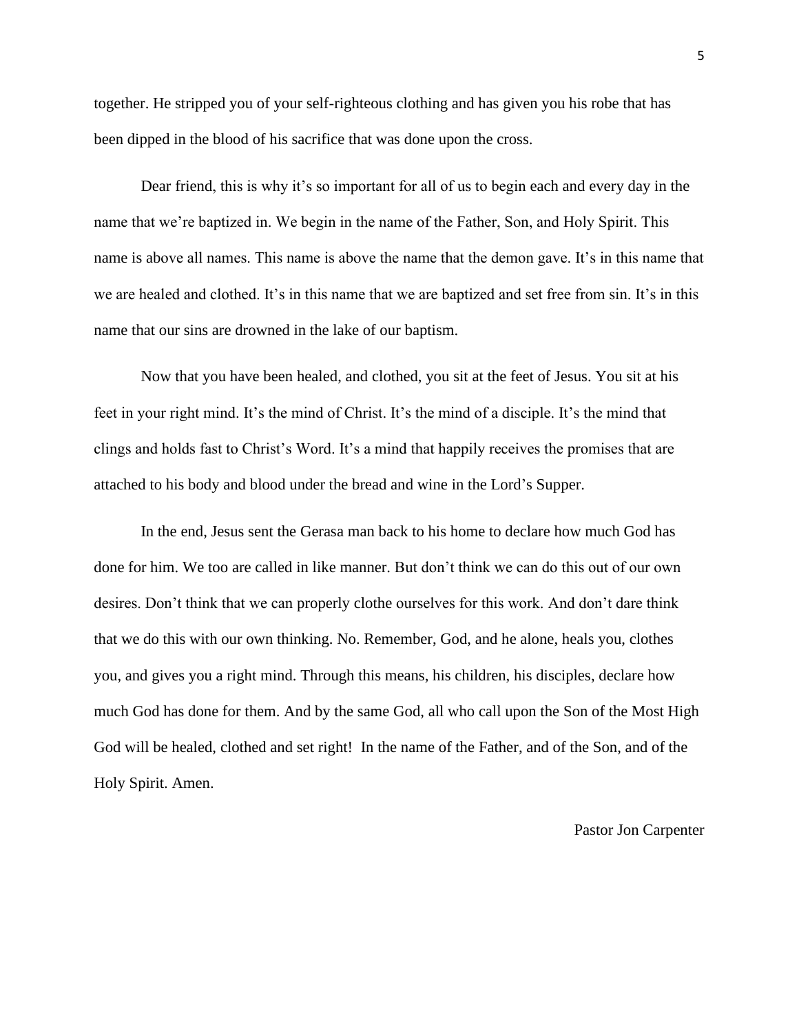together. He stripped you of your self-righteous clothing and has given you his robe that has been dipped in the blood of his sacrifice that was done upon the cross.

Dear friend, this is why it's so important for all of us to begin each and every day in the name that we're baptized in. We begin in the name of the Father, Son, and Holy Spirit. This name is above all names. This name is above the name that the demon gave. It's in this name that we are healed and clothed. It's in this name that we are baptized and set free from sin. It's in this name that our sins are drowned in the lake of our baptism.

Now that you have been healed, and clothed, you sit at the feet of Jesus. You sit at his feet in your right mind. It's the mind of Christ. It's the mind of a disciple. It's the mind that clings and holds fast to Christ's Word. It's a mind that happily receives the promises that are attached to his body and blood under the bread and wine in the Lord's Supper.

In the end, Jesus sent the Gerasa man back to his home to declare how much God has done for him. We too are called in like manner. But don't think we can do this out of our own desires. Don't think that we can properly clothe ourselves for this work. And don't dare think that we do this with our own thinking. No. Remember, God, and he alone, heals you, clothes you, and gives you a right mind. Through this means, his children, his disciples, declare how much God has done for them. And by the same God, all who call upon the Son of the Most High God will be healed, clothed and set right! In the name of the Father, and of the Son, and of the Holy Spirit. Amen.

Pastor Jon Carpenter